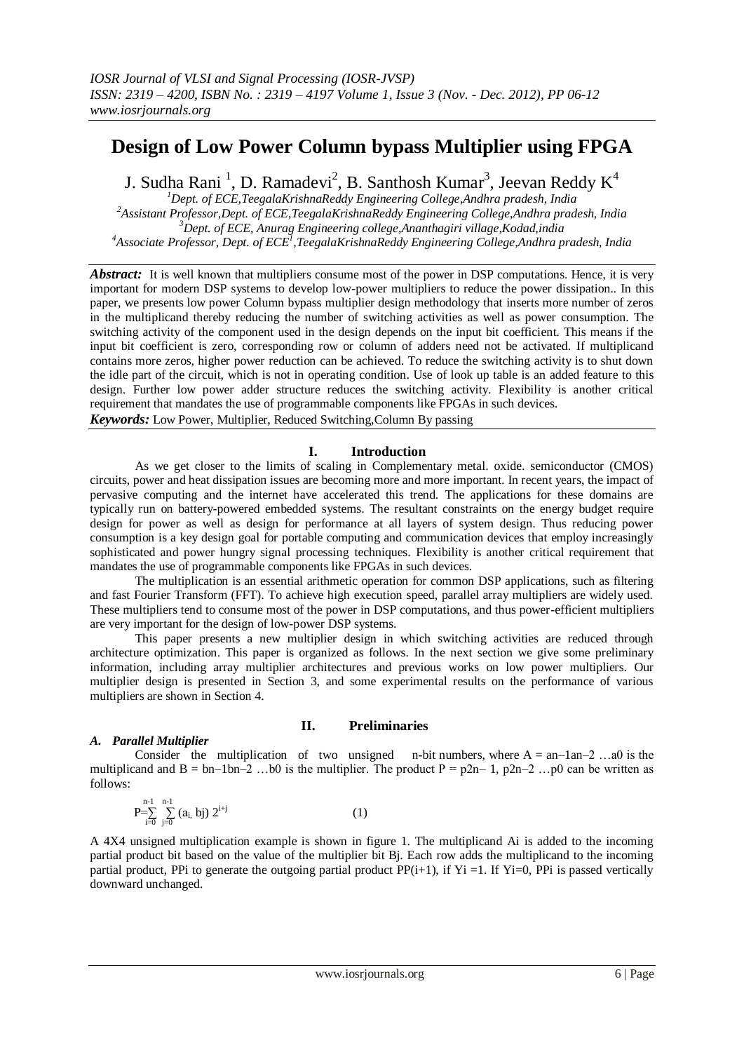# Design of Low Power Column bypass Multiplier using FPGA

J. Sudha Rani [1], D. Ramadevi[2], B. Santhosh Kumar[3], Jeevan Reddy K[4]

[1]Dept. of ECE,TeegalaKrishnaReddy Engineering College,Andhra pradesh, India
[2]Assistant Professor,Dept. of ECE,TeegalaKrishnaReddy Engineering College,Andhra pradesh, India
[3]Dept. of ECE, Anurag Engineering college,Ananthagiri village,Kodad,india
[4]Associate Professor, Dept. of ECE[1],TeegalaKrishnaReddy Engineering College,Andhra pradesh, India

***Abstract:*** It is well known that multipliers consume most of the power in DSP computations. Hence, it is very important for modern DSP systems to develop low-power multipliers to reduce the power dissipation.. In this paper, we presents low power Column bypass multiplier design methodology that inserts more number of zeros in the multiplicand thereby reducing the number of switching activities as well as power consumption. The switching activity of the component used in the design depends on the input bit coefficient. This means if the input bit coefficient is zero, corresponding row or column of adders need not be activated. If multiplicand contains more zeros, higher power reduction can be achieved. To reduce the switching activity is to shut down the idle part of the circuit, which is not in operating condition. Use of look up table is an added feature to this design. Further low power adder structure reduces the switching activity. Flexibility is another critical requirement that mandates the use of programmable components like FPGAs in such devices.

***Keywords:*** Low Power, Multiplier, Reduced Switching,Column By passing

## I. Introduction

As we get closer to the limits of scaling in Complementary metal. oxide. semiconductor (CMOS) circuits, power and heat dissipation issues are becoming more and more important. In recent years, the impact of pervasive computing and the internet have accelerated this trend. The applications for these domains are typically run on battery-powered embedded systems. The resultant constraints on the energy budget require design for power as well as design for performance at all layers of system design. Thus reducing power consumption is a key design goal for portable computing and communication devices that employ increasingly sophisticated and power hungry signal processing techniques. Flexibility is another critical requirement that mandates the use of programmable components like FPGAs in such devices.

The multiplication is an essential arithmetic operation for common DSP applications, such as filtering and fast Fourier Transform (FFT). To achieve high execution speed, parallel array multipliers are widely used. These multipliers tend to consume most of the power in DSP computations, and thus power-efficient multipliers are very important for the design of low-power DSP systems.

This paper presents a new multiplier design in which switching activities are reduced through architecture optimization. This paper is organized as follows. In the next section we give some preliminary information, including array multiplier architectures and previous works on low power multipliers. Our multiplier design is presented in Section 3, and some experimental results on the performance of various multipliers are shown in Section 4.

## II. Preliminaries

### *A. Parallel Multiplier*

Consider the multiplication of two unsigned n-bit numbers, where $A = a_{n-1}a_{n-2} \ldots a_0$ is the multiplicand and $B = b_{n-1}b_{n-2} \ldots b_0$ is the multiplier. The product $P = p_{2n-1}, p_{2n-2} \ldots p_0$ can be written as follows:

$$P=\sum_{i=0}^{n-1} \sum_{j=0}^{n-1} (a_{i,} b_j)\, 2^{i+j} \qquad (1)$$

A 4X4 unsigned multiplication example is shown in figure 1. The multiplicand Ai is added to the incoming partial product bit based on the value of the multiplier bit Bj. Each row adds the multiplicand to the incoming partial product, PPi to generate the outgoing partial product PP(i+1), if Yi =1. If Yi=0, PPi is passed vertically downward unchanged.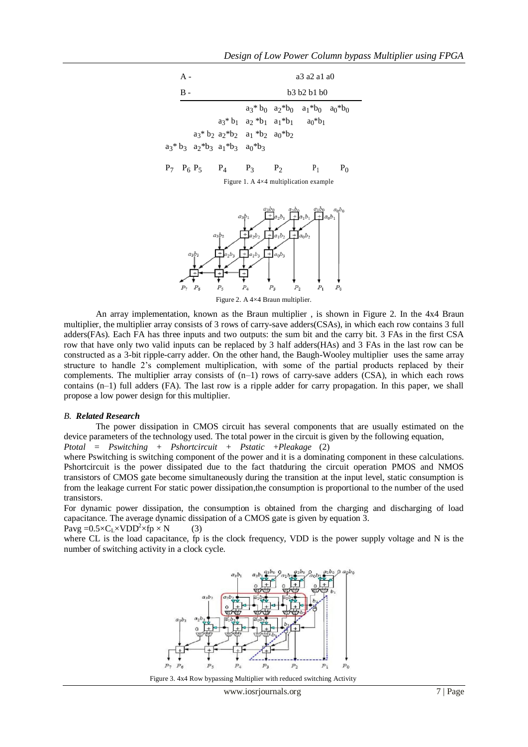A - a3 a2 a1 a0

B - b3 b2 b1 b0

| | | | | | | | |
|---|---|---|---|---|---|---|---|
| | | | | $a_3*b_0$ | $a_2*b_0$ | $a_1*b_0$ | $a_0*b_0$ |
| | | | $a_3*b_1$ | $a_2*b_1$ | $a_1*b_1$ | $a_0*b_1$ | |
| | | $a_3*b_2$ | $a_2*b_2$ | $a_1*b_2$ | $a_0*b_2$ | | |
| | $a_3*b_3$ | $a_2*b_3$ | $a_1*b_3$ | $a_0*b_3$ | | | |
| $P_7$ | $P_6$ $P_5$ | $P_4$ | $P_3$ | $P_2$ | $P_1$ | $P_0$ | |

Figure 1. A 4×4 multiplication example

Figure 2. A 4×4 Braun multiplier.

An array implementation, known as the Braun multiplier , is shown in Figure 2. In the 4x4 Braun multiplier, the multiplier array consists of 3 rows of carry-save adders(CSAs), in which each row contains 3 full adders(FAs). Each FA has three inputs and two outputs: the sum bit and the carry bit. 3 FAs in the first CSA row that have only two valid inputs can be replaced by 3 half adders(HAs) and 3 FAs in the last row can be constructed as a 3-bit ripple-carry adder. On the other hand, the Baugh-Wooley multiplier uses the same array structure to handle 2's complement multiplication, with some of the partial products replaced by their complements. The multiplier array consists of (n–1) rows of carry-save adders (CSA), in which each rows contains (n–1) full adders (FA). The last row is a ripple adder for carry propagation. In this paper, we shall propose a low power design for this multiplier.

### *B. Related Research*

The power dissipation in CMOS circuit has several components that are usually estimated on the device parameters of the technology used. The total power in the circuit is given by the following equation,

$$P_{total} = P_{switching} + P_{shortcircuit} + P_{static} + P_{leakage} \quad (2)$$

where Pswitching is switching component of the power and it is a dominating component in these calculations. Pshortcircuit is the power dissipated due to the fact thatduring the circuit operation PMOS and NMOS transistors of CMOS gate become simultaneously during the transition at the input level, static consumption is from the leakage current For static power dissipation,the consumption is proportional to the number of the used transistors.

For dynamic power dissipation, the consumption is obtained from the charging and discharging of load capacitance. The average dynamic dissipation of a CMOS gate is given by equation 3.

$$P_{avg} = 0.5 \times C_L \times VDD^2 \times fp \times N \quad (3)$$

where CL is the load capacitance, fp is the clock frequency, VDD is the power supply voltage and N is the number of switching activity in a clock cycle.

Figure 3. 4x4 Row bypassing Multiplier with reduced switching Activity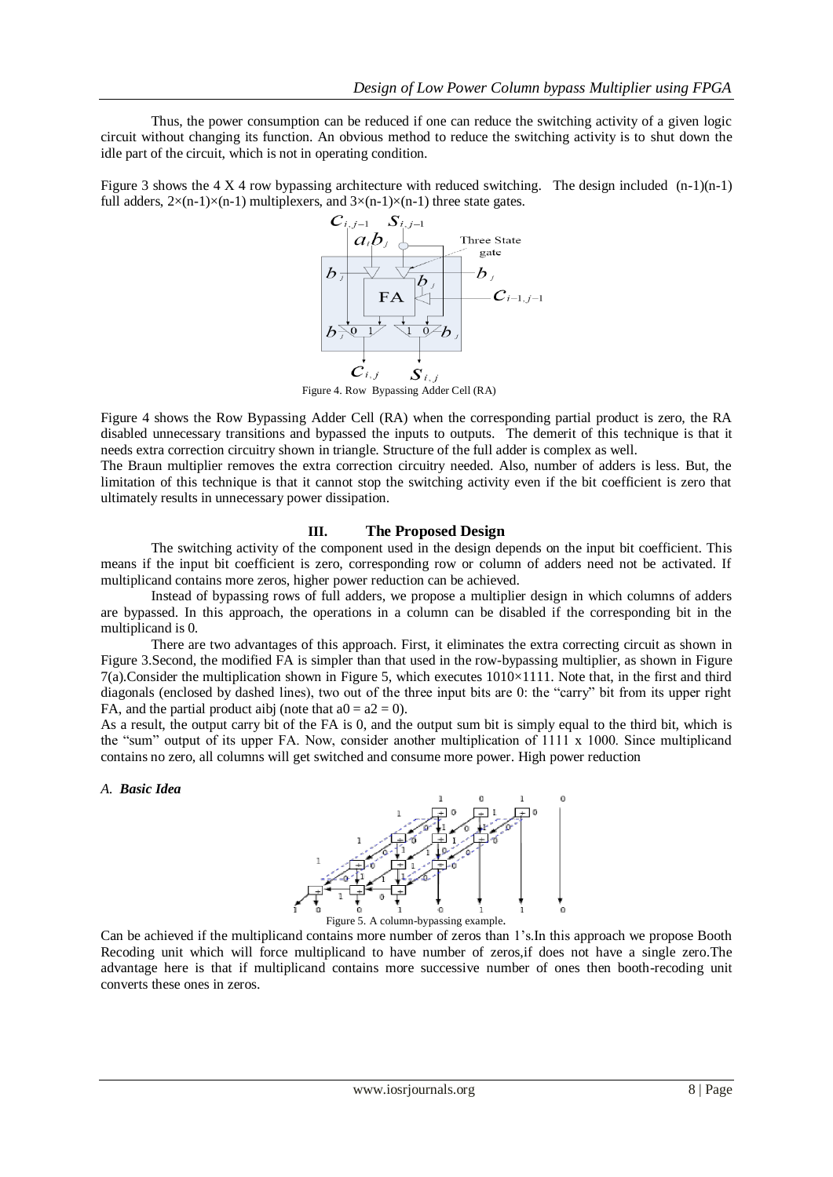Thus, the power consumption can be reduced if one can reduce the switching activity of a given logic circuit without changing its function. An obvious method to reduce the switching activity is to shut down the idle part of the circuit, which is not in operating condition.

Figure 3 shows the 4 X 4 row bypassing architecture with reduced switching. The design included (n-1)(n-1) full adders, $2\times(n-1)\times(n-1)$ multiplexers, and $3\times(n-1)\times(n-1)$ three state gates.

Figure 4. Row Bypassing Adder Cell (RA)

Figure 4 shows the Row Bypassing Adder Cell (RA) when the corresponding partial product is zero, the RA disabled unnecessary transitions and bypassed the inputs to outputs. The demerit of this technique is that it needs extra correction circuitry shown in triangle. Structure of the full adder is complex as well.

The Braun multiplier removes the extra correction circuitry needed. Also, number of adders is less. But, the limitation of this technique is that it cannot stop the switching activity even if the bit coefficient is zero that ultimately results in unnecessary power dissipation.

## III. The Proposed Design

The switching activity of the component used in the design depends on the input bit coefficient. This means if the input bit coefficient is zero, corresponding row or column of adders need not be activated. If multiplicand contains more zeros, higher power reduction can be achieved.

Instead of bypassing rows of full adders, we propose a multiplier design in which columns of adders are bypassed. In this approach, the operations in a column can be disabled if the corresponding bit in the multiplicand is 0.

There are two advantages of this approach. First, it eliminates the extra correcting circuit as shown in Figure 3.Second, the modified FA is simpler than that used in the row-bypassing multiplier, as shown in Figure 7(a).Consider the multiplication shown in Figure 5, which executes 1010×1111. Note that, in the first and third diagonals (enclosed by dashed lines), two out of the three input bits are 0: the "carry" bit from its upper right FA, and the partial product aibj (note that $a0 = a2 = 0$).

As a result, the output carry bit of the FA is 0, and the output sum bit is simply equal to the third bit, which is the "sum" output of its upper FA. Now, consider another multiplication of 1111 x 1000. Since multiplicand contains no zero, all columns will get switched and consume more power. High power reduction

### *A. Basic Idea*

Figure 5. A column-bypassing example.

Can be achieved if the multiplicand contains more number of zeros than 1's.In this approach we propose Booth Recoding unit which will force multiplicand to have number of zeros,if does not have a single zero.The advantage here is that if multiplicand contains more successive number of ones then booth-recoding unit converts these ones in zeros.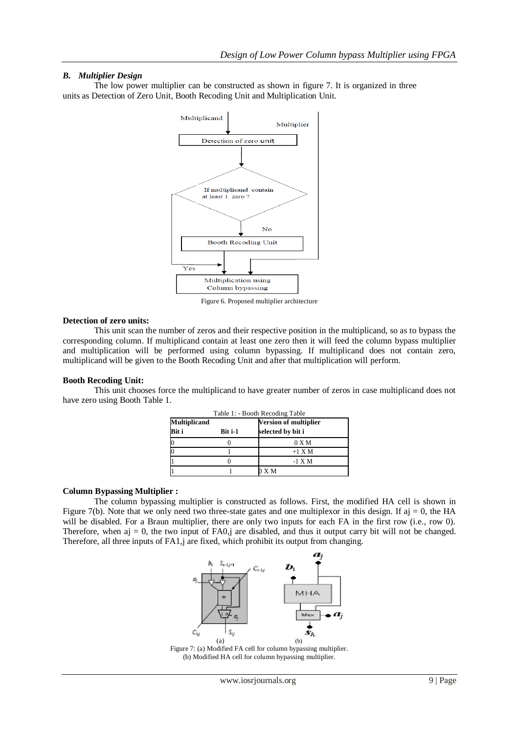### *B. Multiplier Design*

The low power multiplier can be constructed as shown in figure 7. It is organized in three units as Detection of Zero Unit, Booth Recoding Unit and Multiplication Unit.

Figure 6. Proposed multiplier architecture

**Detection of zero units:**

This unit scan the number of zeros and their respective position in the multiplicand, so as to bypass the corresponding column. If multiplicand contain at least one zero then it will feed the column bypass multiplier and multiplication will be performed using column bypassing. If multiplicand does not contain zero, multiplicand will be given to the Booth Recoding Unit and after that multiplication will perform.

**Booth Recoding Unit:**

This unit chooses force the multiplicand to have greater number of zeros in case multiplicand does not have zero using Booth Table 1.

Table 1: - Booth Recoding Table

| Multiplicand Bit i | Bit i-1 | Version of multiplier selected by bit i |
|---|---|---|
| 0 | 0 | 0 X M |
| 0 | 1 | +1 X M |
| 1 | 0 | -1 X M |
| 1 | 1 | 0 X M |

**Column Bypassing Multiplier :**

The column bypassing multiplier is constructed as follows. First, the modified HA cell is shown in Figure 7(b). Note that we only need two three-state gates and one multiplexor in this design. If $a_j = 0$, the HA will be disabled. For a Braun multiplier, there are only two inputs for each FA in the first row (i.e., row 0). Therefore, when $a_j = 0$, the two input of $FA_{0,j}$ are disabled, and thus it output carry bit will not be changed. Therefore, all three inputs of $FA_{1,j}$ are fixed, which prohibit its output from changing.

Figure 7: (a) Modified FA cell for column bypassing multiplier.
(b) Modified HA cell for column bypassing multiplier.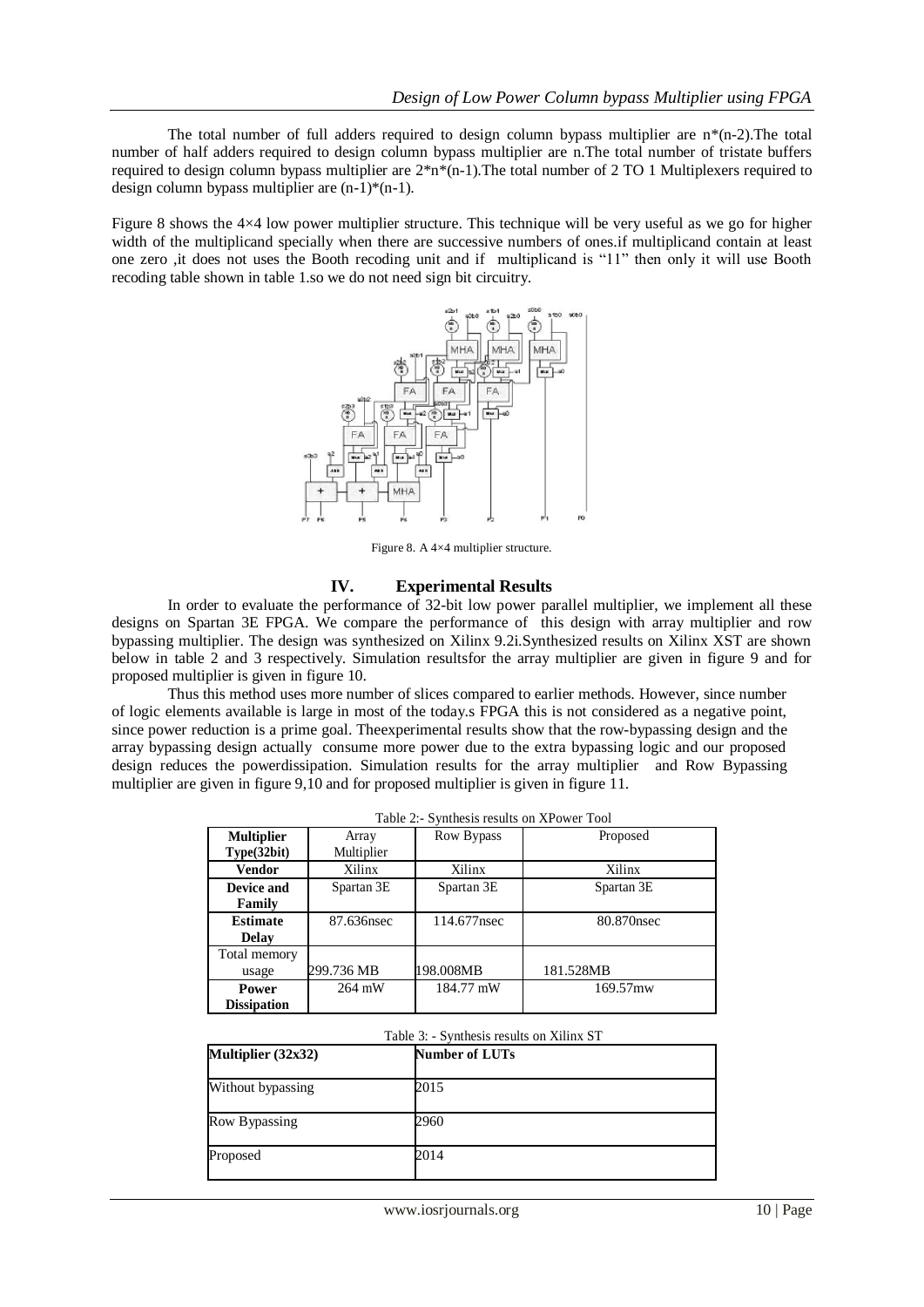The total number of full adders required to design column bypass multiplier are $n*(n-2)$.The total number of half adders required to design column bypass multiplier are n.The total number of tristate buffers required to design column bypass multiplier are $2*n*(n-1)$.The total number of 2 TO 1 Multiplexers required to design column bypass multiplier are $(n-1)*(n-1)$.

Figure 8 shows the 4×4 low power multiplier structure. This technique will be very useful as we go for higher width of the multiplicand specially when there are successive numbers of ones.if multiplicand contain at least one zero ,it does not uses the Booth recoding unit and if multiplicand is "11" then only it will use Booth recoding table shown in table 1.so we do not need sign bit circuitry.

Figure 8. A 4×4 multiplier structure.

## IV. Experimental Results

In order to evaluate the performance of 32-bit low power parallel multiplier, we implement all these designs on Spartan 3E FPGA. We compare the performance of this design with array multiplier and row bypassing multiplier. The design was synthesized on Xilinx 9.2i.Synthesized results on Xilinx XST are shown below in table 2 and 3 respectively. Simulation resultsfor the array multiplier are given in figure 9 and for proposed multiplier is given in figure 10.

Thus this method uses more number of slices compared to earlier methods. However, since number of logic elements available is large in most of the today.s FPGA this is not considered as a negative point, since power reduction is a prime goal. Theexperimental results show that the row-bypassing design and the array bypassing design actually consume more power due to the extra bypassing logic and our proposed design reduces the powerdissipation. Simulation results for the array multiplier and Row Bypassing multiplier are given in figure 9,10 and for proposed multiplier is given in figure 11.

Table 2:- Synthesis results on XPower Tool

| **Multiplier Type(32bit)** | Array Multiplier | Row Bypass | Proposed |
|---|---|---|---|
| **Vendor** | Xilinx | Xilinx | Xilinx |
| **Device and Family** | Spartan 3E | Spartan 3E | Spartan 3E |
| **Estimate Delay** | 87.636nsec | 114.677nsec | 80.870nsec |
| Total memory usage | 299.736 MB | 198.008MB | 181.528MB |
| **Power Dissipation** | 264 mW | 184.77 mW | 169.57mw |

Table 3: - Synthesis results on Xilinx ST

| **Multiplier (32x32)** | **Number of LUTs** |
|---|---|
| Without bypassing | 2015 |
| Row Bypassing | 2960 |
| Proposed | 2014 |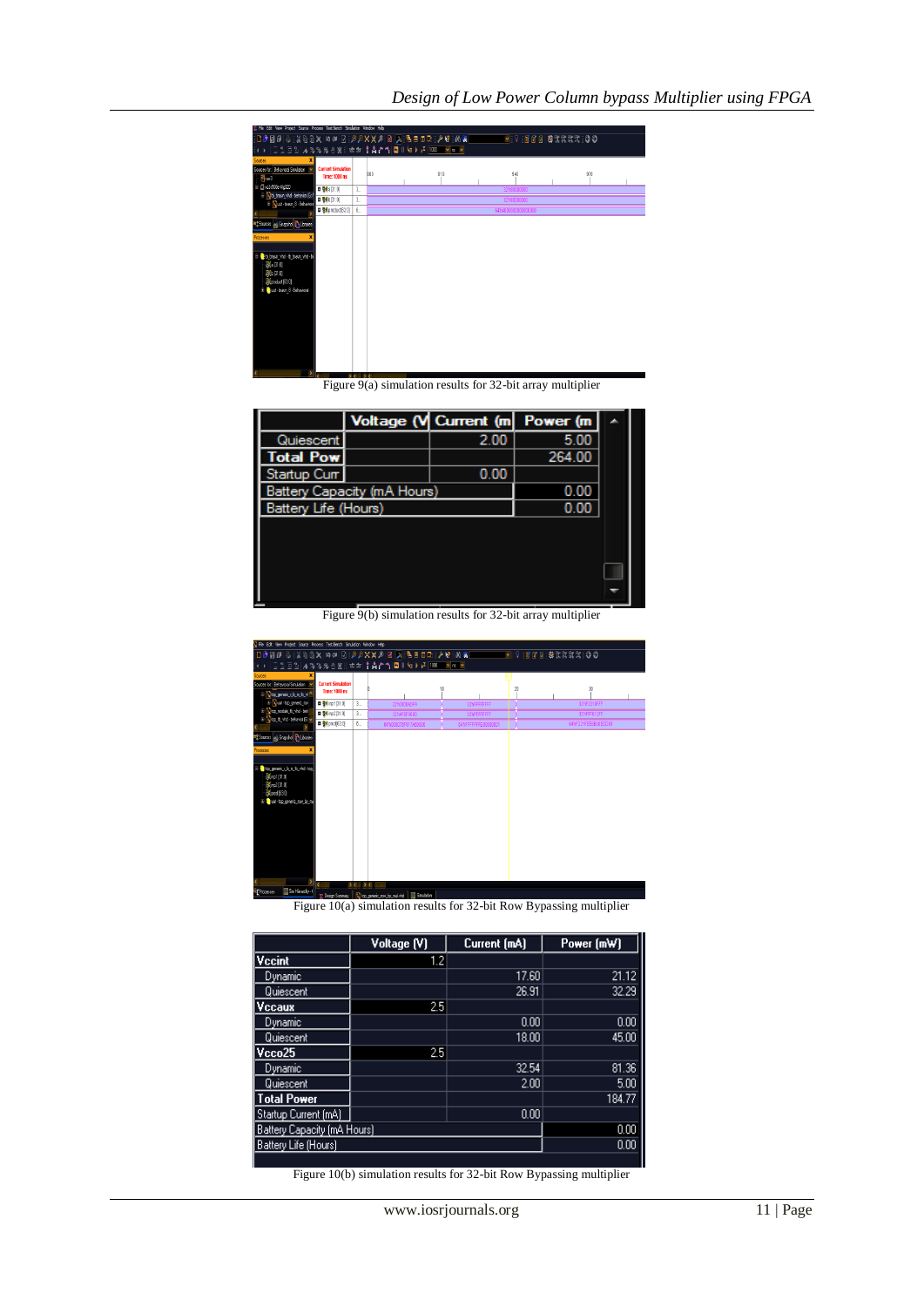Figure 9(a) simulation results for 32-bit array multiplier

| | Voltage (V | Current (m | Power (m |
|---|---|---|---|
| Quiescent | | 2.00 | 5.00 |
| **Total Pow** | | | 264.00 |
| Startup Curr | | 0.00 | |
| Battery Capacity (mA Hours) | | | 0.00 |
| Battery Life (Hours) | | | 0.00 |

Figure 9(b) simulation results for 32-bit array multiplier

Figure 10(a) simulation results for 32-bit Row Bypassing multiplier

| | Voltage (V) | Current (mA) | Power (mW) |
|---|---|---|---|
| **Vccint** | 1.2 | | |
| Dynamic | | 17.60 | 21.12 |
| Quiescent | | 26.91 | 32.29 |
| **Vccaux** | 2.5 | | |
| Dynamic | | 0.00 | 0.00 |
| Quiescent | | 18.00 | 45.00 |
| **Vcco25** | 2.5 | | |
| Dynamic | | 32.54 | 81.36 |
| Quiescent | | 2.00 | 5.00 |
| **Total Power** | | | 184.77 |
| Startup Current (mA) | | 0.00 | |
| Battery Capacity (mA Hours) | | | 0.00 |
| Battery Life (Hours) | | | 0.00 |

Figure 10(b) simulation results for 32-bit Row Bypassing multiplier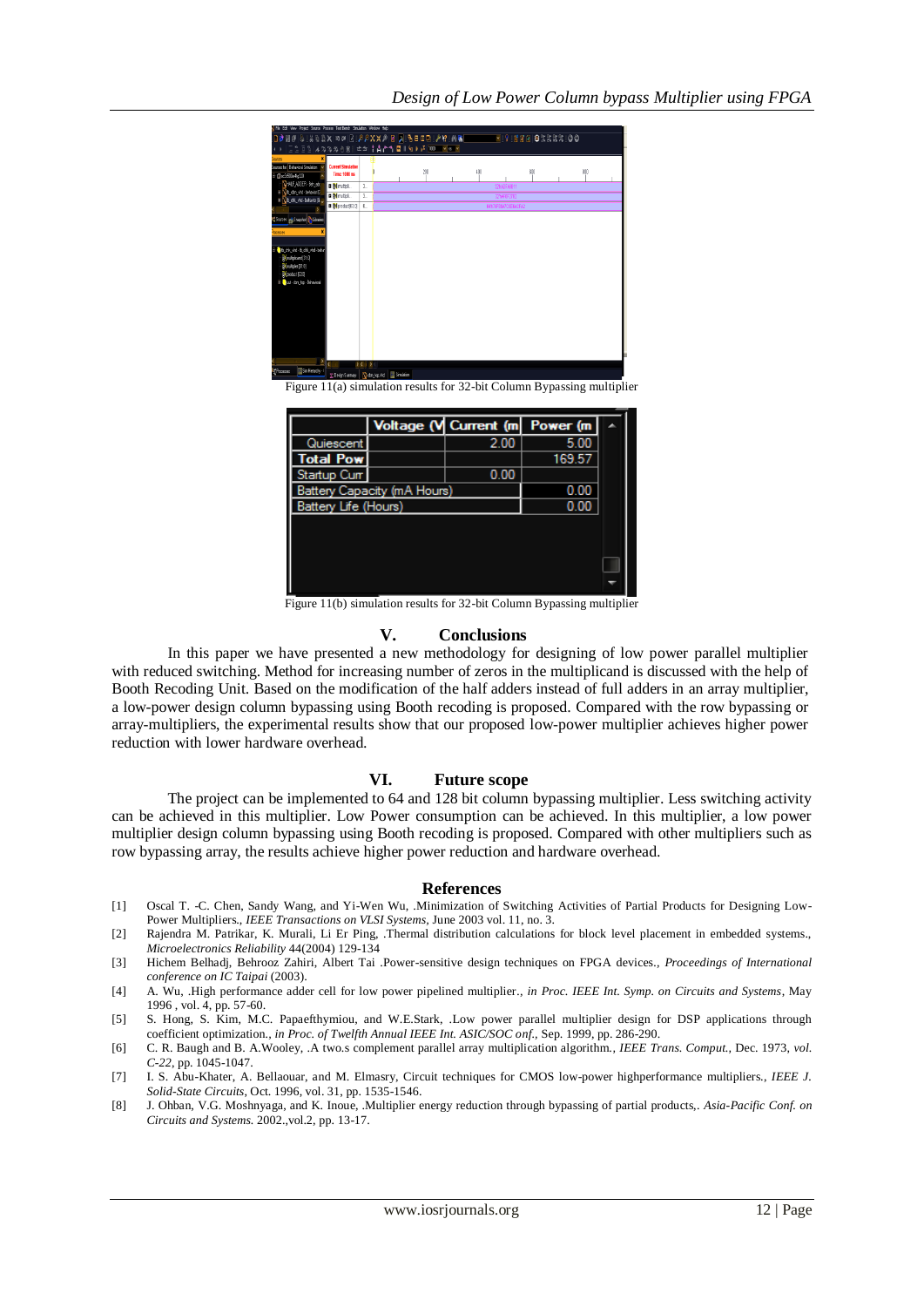Figure 11(a) simulation results for 32-bit Column Bypassing multiplier

| | Voltage (V | Current (m | Power (m |
|---|---|---|---|
| Quiescent | | 2.00 | 5.00 |
| Total Pow | | | 169.57 |
| Startup Curr | | 0.00 | |
| Battery Capacity (mA Hours) | | | 0.00 |
| Battery Life (Hours) | | | 0.00 |

Figure 11(b) simulation results for 32-bit Column Bypassing multiplier

## V. Conclusions

In this paper we have presented a new methodology for designing of low power parallel multiplier with reduced switching. Method for increasing number of zeros in the multiplicand is discussed with the help of Booth Recoding Unit. Based on the modification of the half adders instead of full adders in an array multiplier, a low-power design column bypassing using Booth recoding is proposed. Compared with the row bypassing or array-multipliers, the experimental results show that our proposed low-power multiplier achieves higher power reduction with lower hardware overhead.

## VI. Future scope

The project can be implemented to 64 and 128 bit column bypassing multiplier. Less switching activity can be achieved in this multiplier. Low Power consumption can be achieved. In this multiplier, a low power multiplier design column bypassing using Booth recoding is proposed. Compared with other multipliers such as row bypassing array, the results achieve higher power reduction and hardware overhead.

## References

[1] Oscal T. -C. Chen, Sandy Wang, and Yi-Wen Wu, .Minimization of Switching Activities of Partial Products for Designing Low-Power Multipliers., *IEEE Transactions on VLSI Systems*, June 2003 vol. 11, no. 3.

[2] Rajendra M. Patrikar, K. Murali, Li Er Ping, .Thermal distribution calculations for block level placement in embedded systems., *Microelectronics Reliability* 44(2004) 129-134

[3] Hichem Belhadj, Behrooz Zahiri, Albert Tai .Power-sensitive design techniques on FPGA devices., *Proceedings of International conference on IC Taipai* (2003).

[4] A. Wu, .High performance adder cell for low power pipelined multiplier., *in Proc. IEEE Int. Symp. on Circuits and Systems*, May 1996 , vol. 4, pp. 57-60.

[5] S. Hong, S. Kim, M.C. Papaefthymiou, and W.E.Stark, .Low power parallel multiplier design for DSP applications through coefficient optimization., *in Proc. of Twelfth Annual IEEE Int. ASIC/SOC onf.*, Sep. 1999, pp. 286-290.

[6] C. R. Baugh and B. A.Wooley, .A two.s complement parallel array multiplication algorithm., *IEEE Trans. Comput.*, Dec. 1973, *vol. C-22*, pp. 1045-1047.

[7] I. S. Abu-Khater, A. Bellaouar, and M. Elmasry, Circuit techniques for CMOS low-power highperformance multipliers., *IEEE J. Solid-State Circuits*, Oct. 1996, vol. 31, pp. 1535-1546.

[8] J. Ohban, V.G. Moshnyaga, and K. Inoue, .Multiplier energy reduction through bypassing of partial products,. *Asia-Pacific Conf. on Circuits and Systems.* 2002.,vol.2, pp. 13-17.